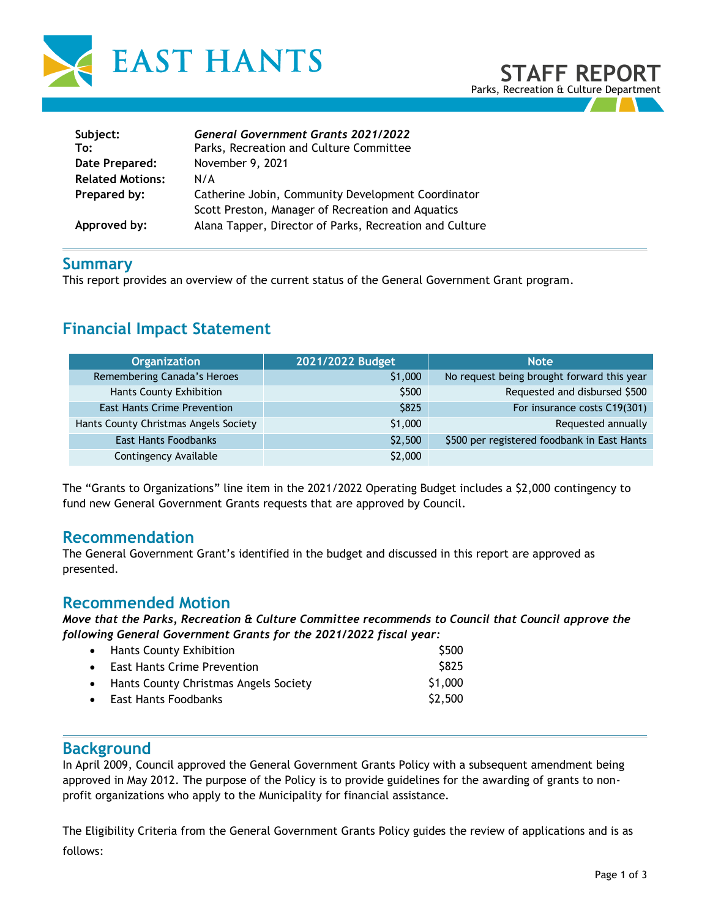# EAST HANTS

# STAFF REPORT

Parks, Recreation & Culture Department

| | |
|---|---|
| **Subject:** | ***General Government Grants 2021/2022*** |
| **To:** | Parks, Recreation and Culture Committee |
| **Date Prepared:** | November 9, 2021 |
| **Related Motions:** | N/A |
| **Prepared by:** | Catherine Jobin, Community Development Coordinator<br>Scott Preston, Manager of Recreation and Aquatics |
| **Approved by:** | Alana Tapper, Director of Parks, Recreation and Culture |

## Summary

This report provides an overview of the current status of the General Government Grant program.

## Financial Impact Statement

| Organization | 2021/2022 Budget | Note |
|---|---:|---:|
| Remembering Canada's Heroes | $1,000 | No request being brought forward this year |
| Hants County Exhibition | $500 | Requested and disbursed $500 |
| East Hants Crime Prevention | $825 | For insurance costs C19(301) |
| Hants County Christmas Angels Society | $1,000 | Requested annually |
| East Hants Foodbanks | $2,500 | $500 per registered foodbank in East Hants |
| Contingency Available | $2,000 | |

The "Grants to Organizations" line item in the 2021/2022 Operating Budget includes a $2,000 contingency to fund new General Government Grants requests that are approved by Council.

## Recommendation

The General Government Grant's identified in the budget and discussed in this report are approved as presented.

## Recommended Motion

***Move that the Parks, Recreation & Culture Committee recommends to Council that Council approve the following General Government Grants for the 2021/2022 fiscal year:***

- Hants County Exhibition $500
- East Hants Crime Prevention $825
- Hants County Christmas Angels Society $1,000
- East Hants Foodbanks $2,500

## Background

In April 2009, Council approved the General Government Grants Policy with a subsequent amendment being approved in May 2012. The purpose of the Policy is to provide guidelines for the awarding of grants to non-profit organizations who apply to the Municipality for financial assistance.

The Eligibility Criteria from the General Government Grants Policy guides the review of applications and is as follows: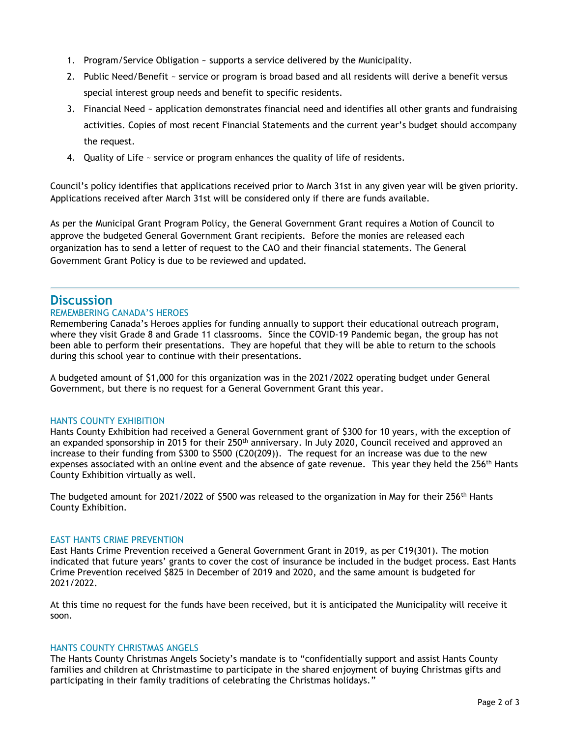1. Program/Service Obligation ~ supports a service delivered by the Municipality.
2. Public Need/Benefit ~ service or program is broad based and all residents will derive a benefit versus special interest group needs and benefit to specific residents.
3. Financial Need ~ application demonstrates financial need and identifies all other grants and fundraising activities. Copies of most recent Financial Statements and the current year's budget should accompany the request.
4. Quality of Life ~ service or program enhances the quality of life of residents.

Council's policy identifies that applications received prior to March 31st in any given year will be given priority. Applications received after March 31st will be considered only if there are funds available.

As per the Municipal Grant Program Policy, the General Government Grant requires a Motion of Council to approve the budgeted General Government Grant recipients. Before the monies are released each organization has to send a letter of request to the CAO and their financial statements. The General Government Grant Policy is due to be reviewed and updated.

## Discussion

### REMEMBERING CANADA'S HEROES

Remembering Canada's Heroes applies for funding annually to support their educational outreach program, where they visit Grade 8 and Grade 11 classrooms. Since the COVID-19 Pandemic began, the group has not been able to perform their presentations. They are hopeful that they will be able to return to the schools during this school year to continue with their presentations.

A budgeted amount of $1,000 for this organization was in the 2021/2022 operating budget under General Government, but there is no request for a General Government Grant this year.

### HANTS COUNTY EXHIBITION

Hants County Exhibition had received a General Government grant of $300 for 10 years, with the exception of an expanded sponsorship in 2015 for their 250th anniversary. In July 2020, Council received and approved an increase to their funding from $300 to $500 (C20(209)). The request for an increase was due to the new expenses associated with an online event and the absence of gate revenue. This year they held the 256th Hants County Exhibition virtually as well.

The budgeted amount for 2021/2022 of $500 was released to the organization in May for their 256th Hants County Exhibition.

### EAST HANTS CRIME PREVENTION

East Hants Crime Prevention received a General Government Grant in 2019, as per C19(301). The motion indicated that future years' grants to cover the cost of insurance be included in the budget process. East Hants Crime Prevention received $825 in December of 2019 and 2020, and the same amount is budgeted for 2021/2022.

At this time no request for the funds have been received, but it is anticipated the Municipality will receive it soon.

### HANTS COUNTY CHRISTMAS ANGELS

The Hants County Christmas Angels Society's mandate is to "confidentially support and assist Hants County families and children at Christmastime to participate in the shared enjoyment of buying Christmas gifts and participating in their family traditions of celebrating the Christmas holidays."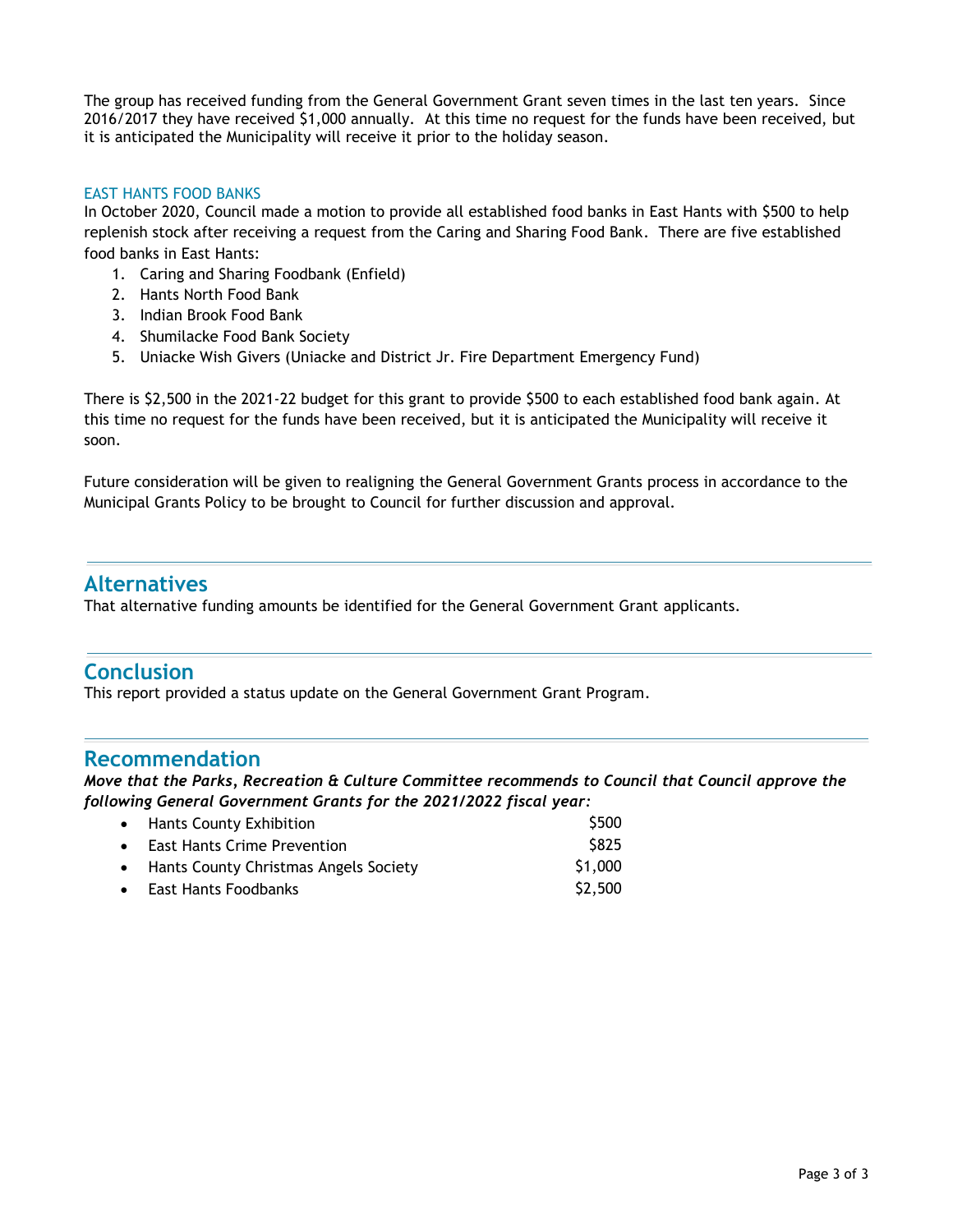The group has received funding from the General Government Grant seven times in the last ten years. Since 2016/2017 they have received $1,000 annually. At this time no request for the funds have been received, but it is anticipated the Municipality will receive it prior to the holiday season.

### EAST HANTS FOOD BANKS

In October 2020, Council made a motion to provide all established food banks in East Hants with $500 to help replenish stock after receiving a request from the Caring and Sharing Food Bank. There are five established food banks in East Hants:

1. Caring and Sharing Foodbank (Enfield)
2. Hants North Food Bank
3. Indian Brook Food Bank
4. Shumilacke Food Bank Society
5. Uniacke Wish Givers (Uniacke and District Jr. Fire Department Emergency Fund)

There is $2,500 in the 2021-22 budget for this grant to provide $500 to each established food bank again. At this time no request for the funds have been received, but it is anticipated the Municipality will receive it soon.

Future consideration will be given to realigning the General Government Grants process in accordance to the Municipal Grants Policy to be brought to Council for further discussion and approval.

## Alternatives

That alternative funding amounts be identified for the General Government Grant applicants.

## Conclusion

This report provided a status update on the General Government Grant Program.

## Recommendation

***Move that the Parks, Recreation & Culture Committee recommends to Council that Council approve the following General Government Grants for the 2021/2022 fiscal year:***

- Hants County Exhibition $500
- East Hants Crime Prevention $825
- Hants County Christmas Angels Society $1,000
- East Hants Foodbanks $2,500